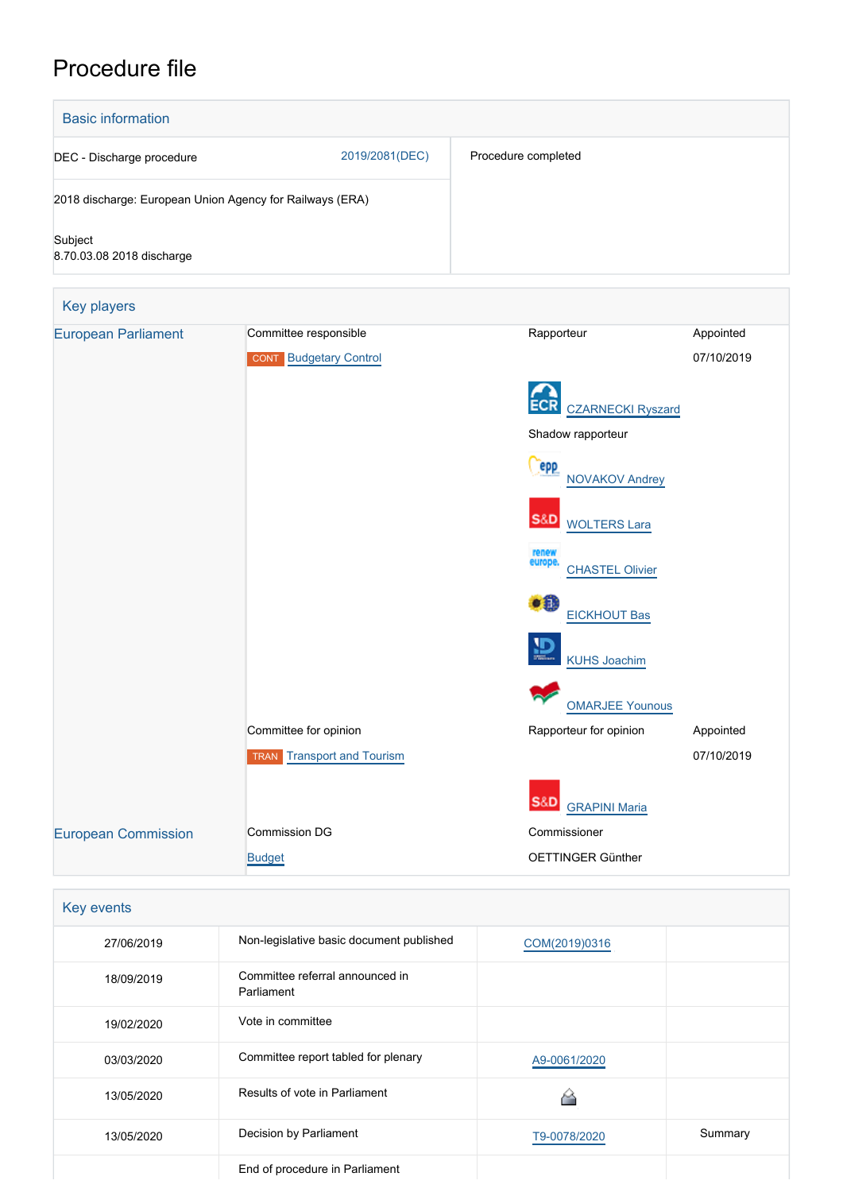# Procedure file

## Basic information

| | | |
|---|---|---|
| DEC - Discharge procedure | 2019/2081(DEC) | Procedure completed |
| 2018 discharge: European Union Agency for Railways (ERA) | | |
| Subject<br>8.70.03.08 2018 discharge | | |

## Key players

| | | | |
|---|---|---|---|
| European Parliament | Committee responsible | Rapporteur | Appointed |
| | CONT Budgetary Control | | 07/10/2019 |
| | | CZARNECKI Ryszard | |
| | | Shadow rapporteur | |
| | | NOVAKOV Andrey | |
| | | WOLTERS Lara | |
| | | CHASTEL Olivier | |
| | | EICKHOUT Bas | |
| | | KUHS Joachim | |
| | | OMARJEE Younous | |
| | Committee for opinion | Rapporteur for opinion | Appointed |
| | TRAN Transport and Tourism | | 07/10/2019 |
| | | GRAPINI Maria | |
| European Commission | Commission DG | Commissioner | |
| | Budget | OETTINGER Günther | |

## Key events

| | | | |
|---|---|---|---|
| 27/06/2019 | Non-legislative basic document published | COM(2019)0316 | |
| 18/09/2019 | Committee referral announced in Parliament | | |
| 19/02/2020 | Vote in committee | | |
| 03/03/2020 | Committee report tabled for plenary | A9-0061/2020 | |
| 13/05/2020 | Results of vote in Parliament | | |
| 13/05/2020 | Decision by Parliament | T9-0078/2020 | Summary |
| | End of procedure in Parliament | | |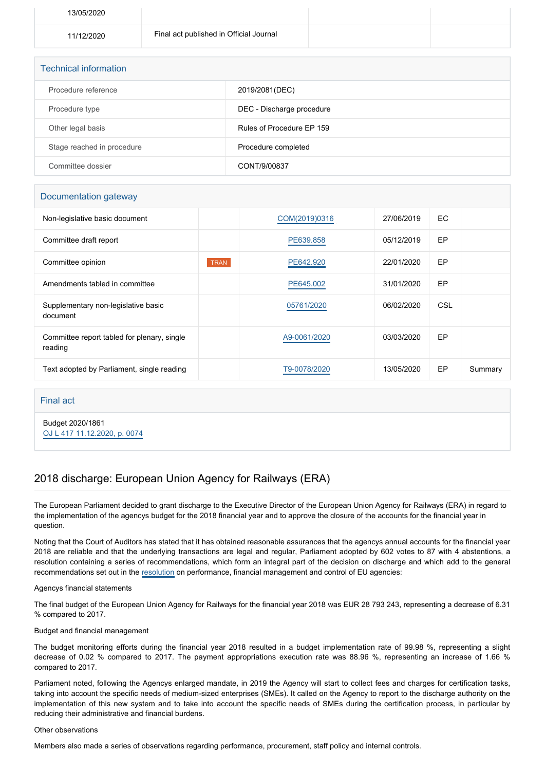| | | | |
|---|---|---|---|
| 13/05/2020 | | | |
| 11/12/2020 | Final act published in Official Journal | | |

## Technical information

| | |
|---|---|
| Procedure reference | 2019/2081(DEC) |
| Procedure type | DEC - Discharge procedure |
| Other legal basis | Rules of Procedure EP 159 |
| Stage reached in procedure | Procedure completed |
| Committee dossier | CONT/9/00837 |

## Documentation gateway

| | | | | | |
|---|---|---|---|---|---|
| Non-legislative basic document | | COM(2019)0316 | 27/06/2019 | EC | |
| Committee draft report | | PE639.858 | 05/12/2019 | EP | |
| Committee opinion | TRAN | PE642.920 | 22/01/2020 | EP | |
| Amendments tabled in committee | | PE645.002 | 31/01/2020 | EP | |
| Supplementary non-legislative basic document | | 05761/2020 | 06/02/2020 | CSL | |
| Committee report tabled for plenary, single reading | | A9-0061/2020 | 03/03/2020 | EP | |
| Text adopted by Parliament, single reading | | T9-0078/2020 | 13/05/2020 | EP | Summary |

## Final act

Budget 2020/1861
OJ L 417 11.12.2020, p. 0074

# 2018 discharge: European Union Agency for Railways (ERA)

The European Parliament decided to grant discharge to the Executive Director of the European Union Agency for Railways (ERA) in regard to the implementation of the agencys budget for the 2018 financial year and to approve the closure of the accounts for the financial year in question.

Noting that the Court of Auditors has stated that it has obtained reasonable assurances that the agencys annual accounts for the financial year 2018 are reliable and that the underlying transactions are legal and regular, Parliament adopted by 602 votes to 87 with 4 abstentions, a resolution containing a series of recommendations, which form an integral part of the decision on discharge and which add to the general recommendations set out in the resolution on performance, financial management and control of EU agencies:

Agencys financial statements

The final budget of the European Union Agency for Railways for the financial year 2018 was EUR 28 793 243, representing a decrease of 6.31 % compared to 2017.

Budget and financial management

The budget monitoring efforts during the financial year 2018 resulted in a budget implementation rate of 99.98 %, representing a slight decrease of 0.02 % compared to 2017. The payment appropriations execution rate was 88.96 %, representing an increase of 1.66 % compared to 2017.

Parliament noted, following the Agencys enlarged mandate, in 2019 the Agency will start to collect fees and charges for certification tasks, taking into account the specific needs of medium-sized enterprises (SMEs). It called on the Agency to report to the discharge authority on the implementation of this new system and to take into account the specific needs of SMEs during the certification process, in particular by reducing their administrative and financial burdens.

Other observations

Members also made a series of observations regarding performance, procurement, staff policy and internal controls.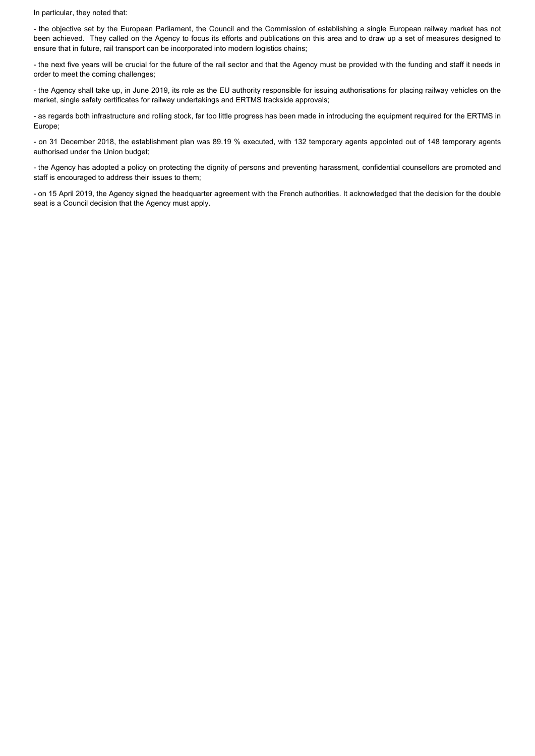In particular, they noted that:

- the objective set by the European Parliament, the Council and the Commission of establishing a single European railway market has not been achieved. They called on the Agency to focus its efforts and publications on this area and to draw up a set of measures designed to ensure that in future, rail transport can be incorporated into modern logistics chains;

- the next five years will be crucial for the future of the rail sector and that the Agency must be provided with the funding and staff it needs in order to meet the coming challenges;

- the Agency shall take up, in June 2019, its role as the EU authority responsible for issuing authorisations for placing railway vehicles on the market, single safety certificates for railway undertakings and ERTMS trackside approvals;

- as regards both infrastructure and rolling stock, far too little progress has been made in introducing the equipment required for the ERTMS in Europe;

- on 31 December 2018, the establishment plan was 89.19 % executed, with 132 temporary agents appointed out of 148 temporary agents authorised under the Union budget;

- the Agency has adopted a policy on protecting the dignity of persons and preventing harassment, confidential counsellors are promoted and staff is encouraged to address their issues to them;

- on 15 April 2019, the Agency signed the headquarter agreement with the French authorities. It acknowledged that the decision for the double seat is a Council decision that the Agency must apply.